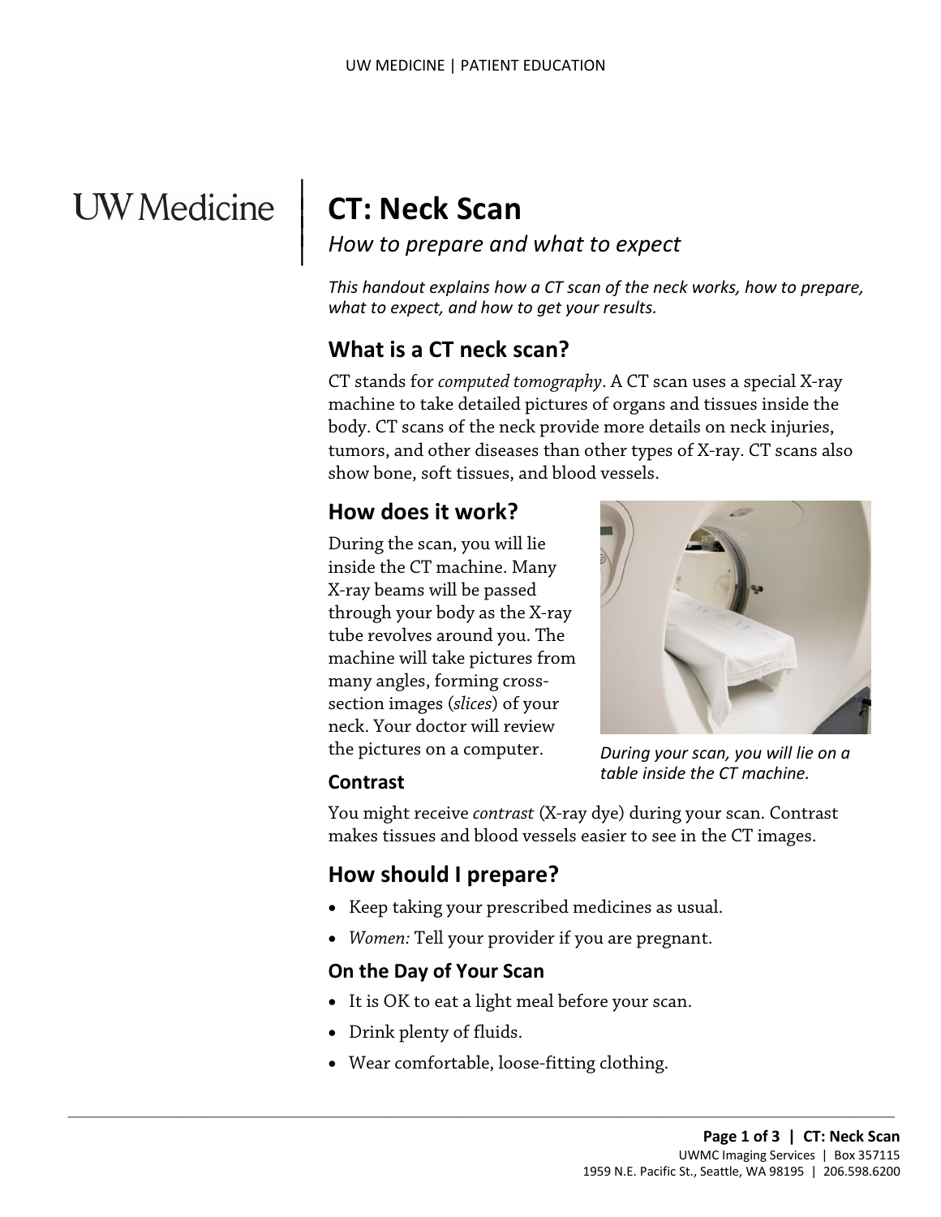# CT: Neck Scan

*How to prepare and what to expect*

*This handout explains how a CT scan of the neck works, how to prepare, what to expect, and how to get your results.*

## What is a CT neck scan?

CT stands for *computed tomography*. A CT scan uses a special X-ray machine to take detailed pictures of organs and tissues inside the body. CT scans of the neck provide more details on neck injuries, tumors, and other diseases than other types of X-ray. CT scans also show bone, soft tissues, and blood vessels.

## How does it work?

During the scan, you will lie inside the CT machine. Many X-ray beams will be passed through your body as the X-ray tube revolves around you. The machine will take pictures from many angles, forming cross-section images (*slices*) of your neck. Your doctor will review the pictures on a computer.

*During your scan, you will lie on a table inside the CT machine.*

### Contrast

You might receive *contrast* (X-ray dye) during your scan. Contrast makes tissues and blood vessels easier to see in the CT images.

## How should I prepare?

- Keep taking your prescribed medicines as usual.
- *Women:* Tell your provider if you are pregnant.

### On the Day of Your Scan

- It is OK to eat a light meal before your scan.
- Drink plenty of fluids.
- Wear comfortable, loose-fitting clothing.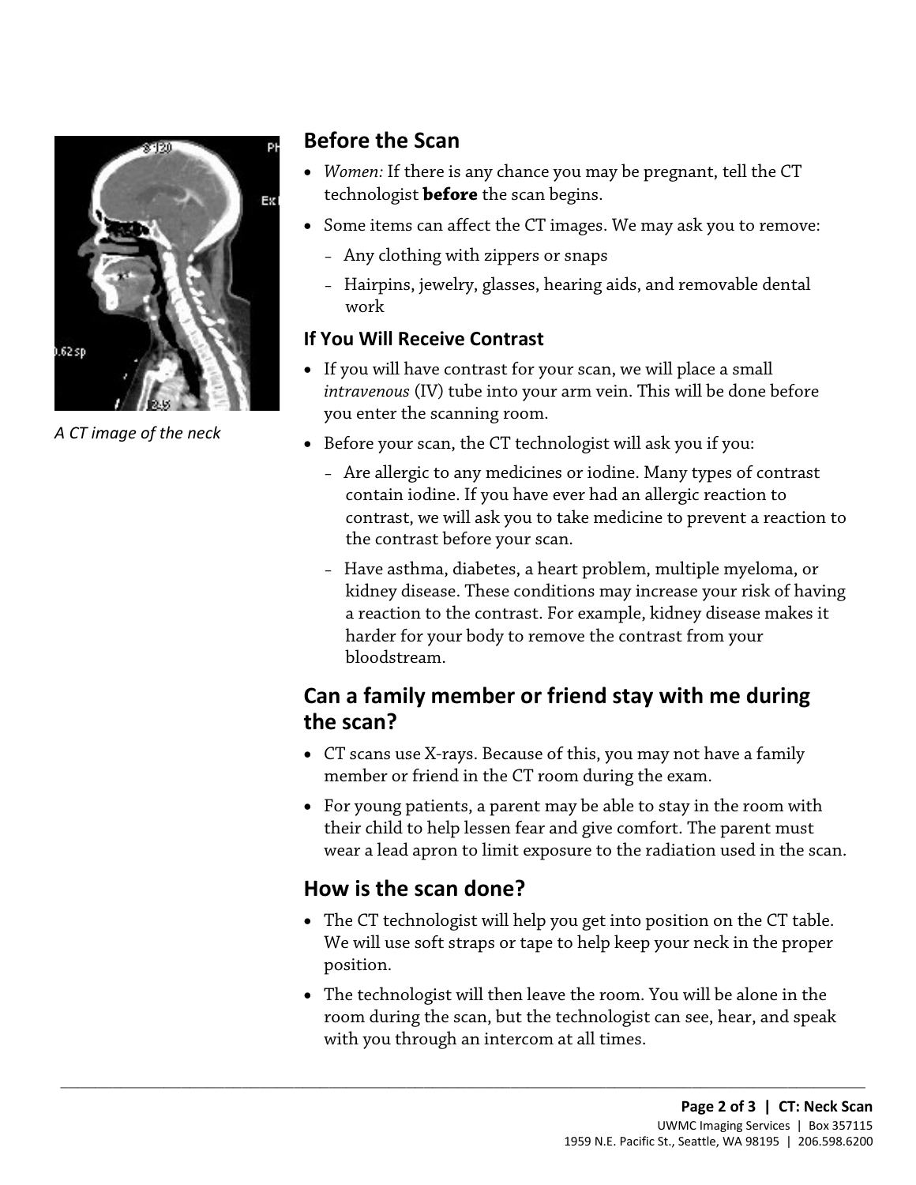A CT image of the neck

## Before the Scan

- *Women:* If there is any chance you may be pregnant, tell the CT technologist **before** the scan begins.
- Some items can affect the CT images. We may ask you to remove:
  - Any clothing with zippers or snaps
  - Hairpins, jewelry, glasses, hearing aids, and removable dental work

### If You Will Receive Contrast

- If you will have contrast for your scan, we will place a small *intravenous* (IV) tube into your arm vein. This will be done before you enter the scanning room.
- Before your scan, the CT technologist will ask you if you:
  - Are allergic to any medicines or iodine. Many types of contrast contain iodine. If you have ever had an allergic reaction to contrast, we will ask you to take medicine to prevent a reaction to the contrast before your scan.
  - Have asthma, diabetes, a heart problem, multiple myeloma, or kidney disease. These conditions may increase your risk of having a reaction to the contrast. For example, kidney disease makes it harder for your body to remove the contrast from your bloodstream.

## Can a family member or friend stay with me during the scan?

- CT scans use X-rays. Because of this, you may not have a family member or friend in the CT room during the exam.
- For young patients, a parent may be able to stay in the room with their child to help lessen fear and give comfort. The parent must wear a lead apron to limit exposure to the radiation used in the scan.

## How is the scan done?

- The CT technologist will help you get into position on the CT table. We will use soft straps or tape to help keep your neck in the proper position.
- The technologist will then leave the room. You will be alone in the room during the scan, but the technologist can see, hear, and speak with you through an intercom at all times.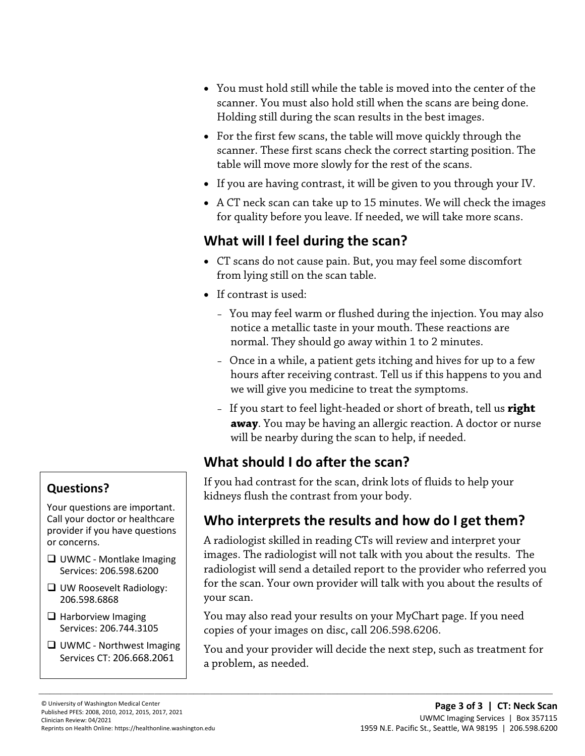- You must hold still while the table is moved into the center of the scanner. You must also hold still when the scans are being done. Holding still during the scan results in the best images.
- For the first few scans, the table will move quickly through the scanner. These first scans check the correct starting position. The table will move more slowly for the rest of the scans.
- If you are having contrast, it will be given to you through your IV.
- A CT neck scan can take up to 15 minutes. We will check the images for quality before you leave. If needed, we will take more scans.

## What will I feel during the scan?

- CT scans do not cause pain. But, you may feel some discomfort from lying still on the scan table.
- If contrast is used:
  - You may feel warm or flushed during the injection. You may also notice a metallic taste in your mouth. These reactions are normal. They should go away within 1 to 2 minutes.
  - Once in a while, a patient gets itching and hives for up to a few hours after receiving contrast. Tell us if this happens to you and we will give you medicine to treat the symptoms.
  - If you start to feel light-headed or short of breath, tell us **right away**. You may be having an allergic reaction. A doctor or nurse will be nearby during the scan to help, if needed.

## What should I do after the scan?

If you had contrast for the scan, drink lots of fluids to help your kidneys flush the contrast from your body.

## Who interprets the results and how do I get them?

A radiologist skilled in reading CTs will review and interpret your images. The radiologist will not talk with you about the results. The radiologist will send a detailed report to the provider who referred you for the scan. Your own provider will talk with you about the results of your scan.

You may also read your results on your MyChart page. If you need copies of your images on disc, call 206.598.6206.

You and your provider will decide the next step, such as treatment for a problem, as needed.

### Questions?

Your questions are important. Call your doctor or healthcare provider if you have questions or concerns.

- ❑ UWMC - Montlake Imaging Services: 206.598.6200
- ❑ UW Roosevelt Radiology: 206.598.6868
- ❑ Harborview Imaging Services: 206.744.3105
- ❑ UWMC - Northwest Imaging Services CT: 206.668.2061

© University of Washington Medical Center
Published PFES: 2008, 2010, 2012, 2015, 2017, 2021
Clinician Review: 04/2021
Reprints on Health Online: https://healthonline.washington.edu

UWMC Imaging Services | Box 357115
1959 N.E. Pacific St., Seattle, WA 98195 | 206.598.6200